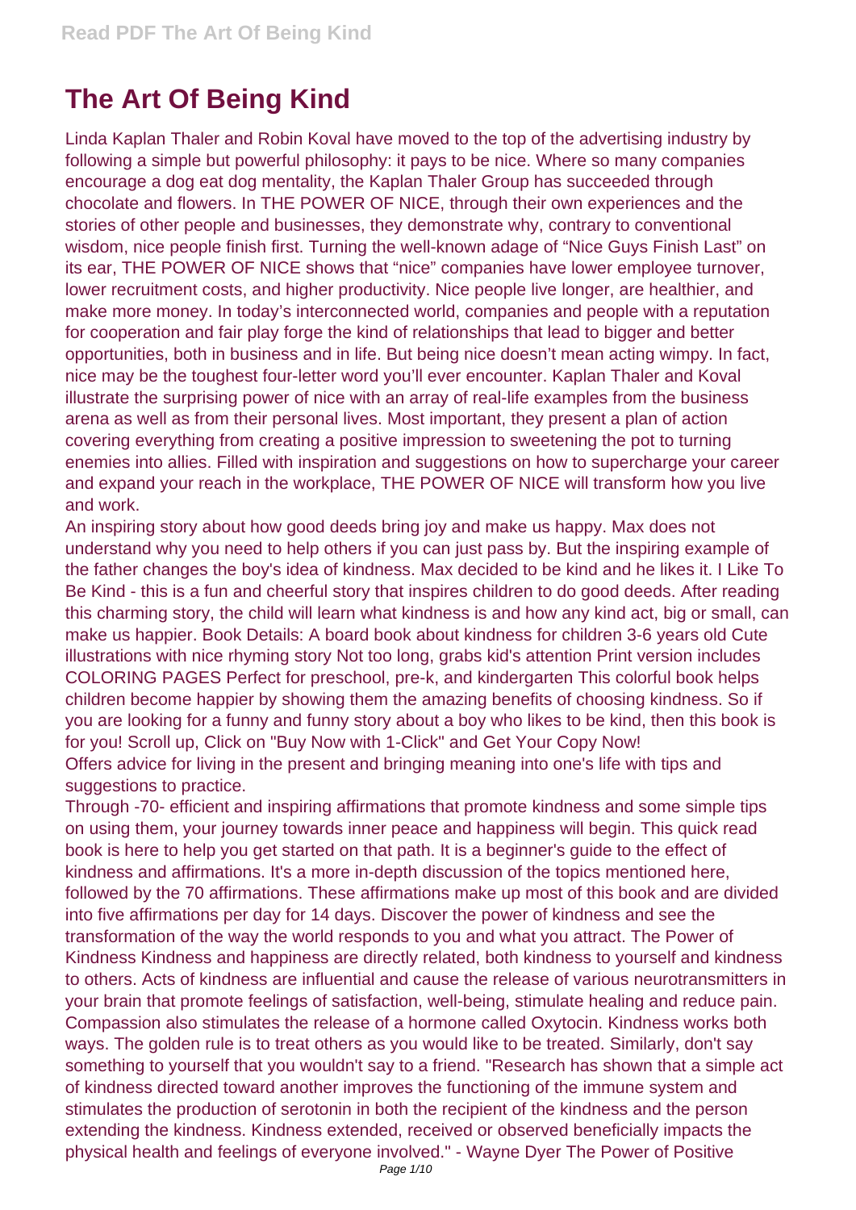# The Art Of Being Kind

Linda Kaplan Thaler and Robin Koval have moved to the top of the advertising industry by following a simple but powerful philosophy: it pays to be nice. Where so many companies encourage a dog eat dog mentality, the Kaplan Thaler Group has succeeded through chocolate and flowers. In THE POWER OF NICE, through their own experiences and the stories of other people and businesses, they demonstrate why, contrary to conventional wisdom, nice people finish first. Turning the well-known adage of "Nice Guys Finish Last" on its ear, THE POWER OF NICE shows that "nice" companies have lower employee turnover, lower recruitment costs, and higher productivity. Nice people live longer, are healthier, and make more money. In today's interconnected world, companies and people with a reputation for cooperation and fair play forge the kind of relationships that lead to bigger and better opportunities, both in business and in life. But being nice doesn't mean acting wimpy. In fact, nice may be the toughest four-letter word you'll ever encounter. Kaplan Thaler and Koval illustrate the surprising power of nice with an array of real-life examples from the business arena as well as from their personal lives. Most important, they present a plan of action covering everything from creating a positive impression to sweetening the pot to turning enemies into allies. Filled with inspiration and suggestions on how to supercharge your career and expand your reach in the workplace, THE POWER OF NICE will transform how you live and work.

An inspiring story about how good deeds bring joy and make us happy. Max does not understand why you need to help others if you can just pass by. But the inspiring example of the father changes the boy's idea of kindness. Max decided to be kind and he likes it. I Like To Be Kind - this is a fun and cheerful story that inspires children to do good deeds. After reading this charming story, the child will learn what kindness is and how any kind act, big or small, can make us happier. Book Details: A board book about kindness for children 3-6 years old Cute illustrations with nice rhyming story Not too long, grabs kid's attention Print version includes COLORING PAGES Perfect for preschool, pre-k, and kindergarten This colorful book helps children become happier by showing them the amazing benefits of choosing kindness. So if you are looking for a funny and funny story about a boy who likes to be kind, then this book is for you! Scroll up, Click on "Buy Now with 1-Click" and Get Your Copy Now!

Offers advice for living in the present and bringing meaning into one's life with tips and suggestions to practice.

Through -70- efficient and inspiring affirmations that promote kindness and some simple tips on using them, your journey towards inner peace and happiness will begin. This quick read book is here to help you get started on that path. It is a beginner's guide to the effect of kindness and affirmations. It's a more in-depth discussion of the topics mentioned here, followed by the 70 affirmations. These affirmations make up most of this book and are divided into five affirmations per day for 14 days. Discover the power of kindness and see the transformation of the way the world responds to you and what you attract. The Power of Kindness Kindness and happiness are directly related, both kindness to yourself and kindness to others. Acts of kindness are influential and cause the release of various neurotransmitters in your brain that promote feelings of satisfaction, well-being, stimulate healing and reduce pain. Compassion also stimulates the release of a hormone called Oxytocin. Kindness works both ways. The golden rule is to treat others as you would like to be treated. Similarly, don't say something to yourself that you wouldn't say to a friend. "Research has shown that a simple act of kindness directed toward another improves the functioning of the immune system and stimulates the production of serotonin in both the recipient of the kindness and the person extending the kindness. Kindness extended, received or observed beneficially impacts the physical health and feelings of everyone involved." - Wayne Dyer The Power of Positive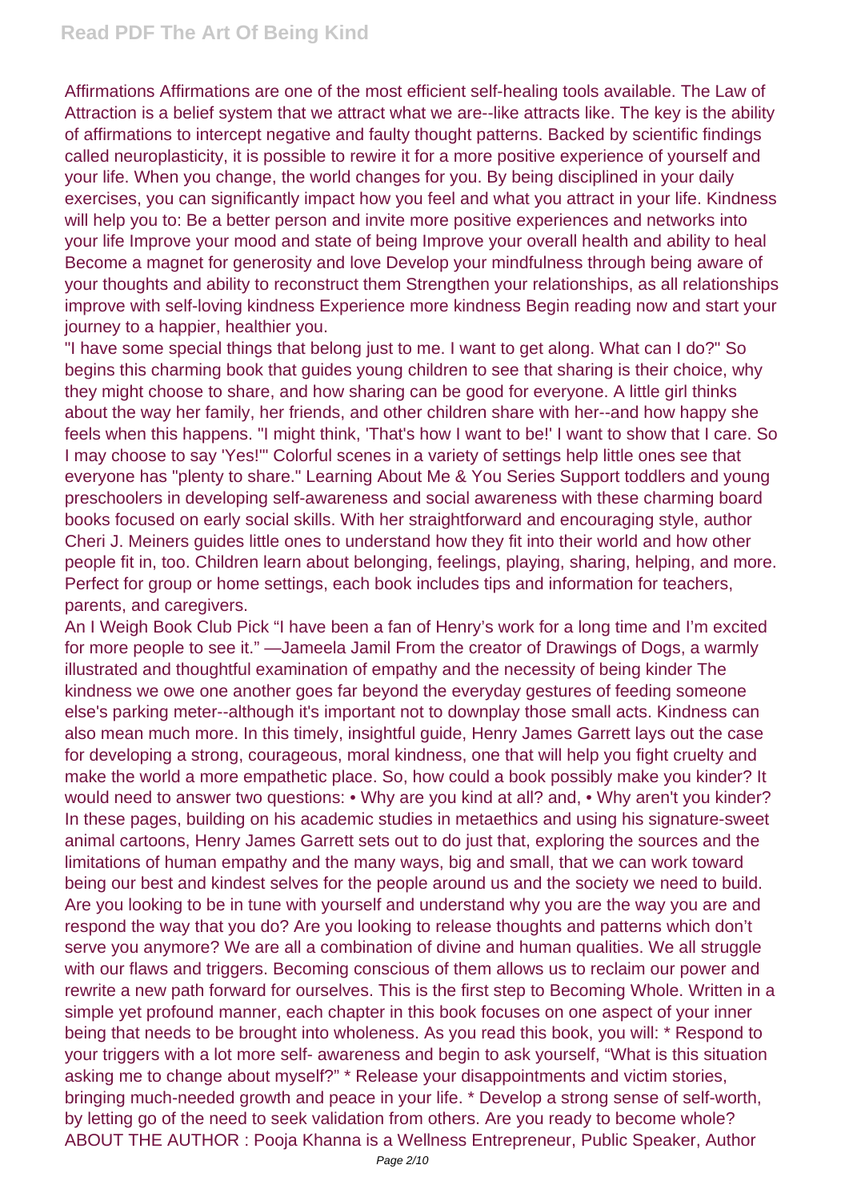Affirmations Affirmations are one of the most efficient self-healing tools available. The Law of Attraction is a belief system that we attract what we are--like attracts like. The key is the ability of affirmations to intercept negative and faulty thought patterns. Backed by scientific findings called neuroplasticity, it is possible to rewire it for a more positive experience of yourself and your life. When you change, the world changes for you. By being disciplined in your daily exercises, you can significantly impact how you feel and what you attract in your life. Kindness will help you to: Be a better person and invite more positive experiences and networks into your life Improve your mood and state of being Improve your overall health and ability to heal Become a magnet for generosity and love Develop your mindfulness through being aware of your thoughts and ability to reconstruct them Strengthen your relationships, as all relationships improve with self-loving kindness Experience more kindness Begin reading now and start your journey to a happier, healthier you.

"I have some special things that belong just to me. I want to get along. What can I do?" So begins this charming book that guides young children to see that sharing is their choice, why they might choose to share, and how sharing can be good for everyone. A little girl thinks about the way her family, her friends, and other children share with her--and how happy she feels when this happens. "I might think, 'That's how I want to be!' I want to show that I care. So I may choose to say 'Yes!'" Colorful scenes in a variety of settings help little ones see that everyone has "plenty to share." Learning About Me & You Series Support toddlers and young preschoolers in developing self-awareness and social awareness with these charming board books focused on early social skills. With her straightforward and encouraging style, author Cheri J. Meiners guides little ones to understand how they fit into their world and how other people fit in, too. Children learn about belonging, feelings, playing, sharing, helping, and more. Perfect for group or home settings, each book includes tips and information for teachers, parents, and caregivers.

An I Weigh Book Club Pick "I have been a fan of Henry's work for a long time and I'm excited for more people to see it." —Jameela Jamil From the creator of Drawings of Dogs, a warmly illustrated and thoughtful examination of empathy and the necessity of being kinder The kindness we owe one another goes far beyond the everyday gestures of feeding someone else's parking meter--although it's important not to downplay those small acts. Kindness can also mean much more. In this timely, insightful guide, Henry James Garrett lays out the case for developing a strong, courageous, moral kindness, one that will help you fight cruelty and make the world a more empathetic place. So, how could a book possibly make you kinder? It would need to answer two questions: • Why are you kind at all? and, • Why aren't you kinder? In these pages, building on his academic studies in metaethics and using his signature-sweet animal cartoons, Henry James Garrett sets out to do just that, exploring the sources and the limitations of human empathy and the many ways, big and small, that we can work toward being our best and kindest selves for the people around us and the society we need to build. Are you looking to be in tune with yourself and understand why you are the way you are and respond the way that you do? Are you looking to release thoughts and patterns which don't serve you anymore? We are all a combination of divine and human qualities. We all struggle with our flaws and triggers. Becoming conscious of them allows us to reclaim our power and rewrite a new path forward for ourselves. This is the first step to Becoming Whole. Written in a simple yet profound manner, each chapter in this book focuses on one aspect of your inner being that needs to be brought into wholeness. As you read this book, you will: * Respond to your triggers with a lot more self- awareness and begin to ask yourself, "What is this situation asking me to change about myself?" * Release your disappointments and victim stories, bringing much-needed growth and peace in your life. * Develop a strong sense of self-worth, by letting go of the need to seek validation from others. Are you ready to become whole? ABOUT THE AUTHOR : Pooja Khanna is a Wellness Entrepreneur, Public Speaker, Author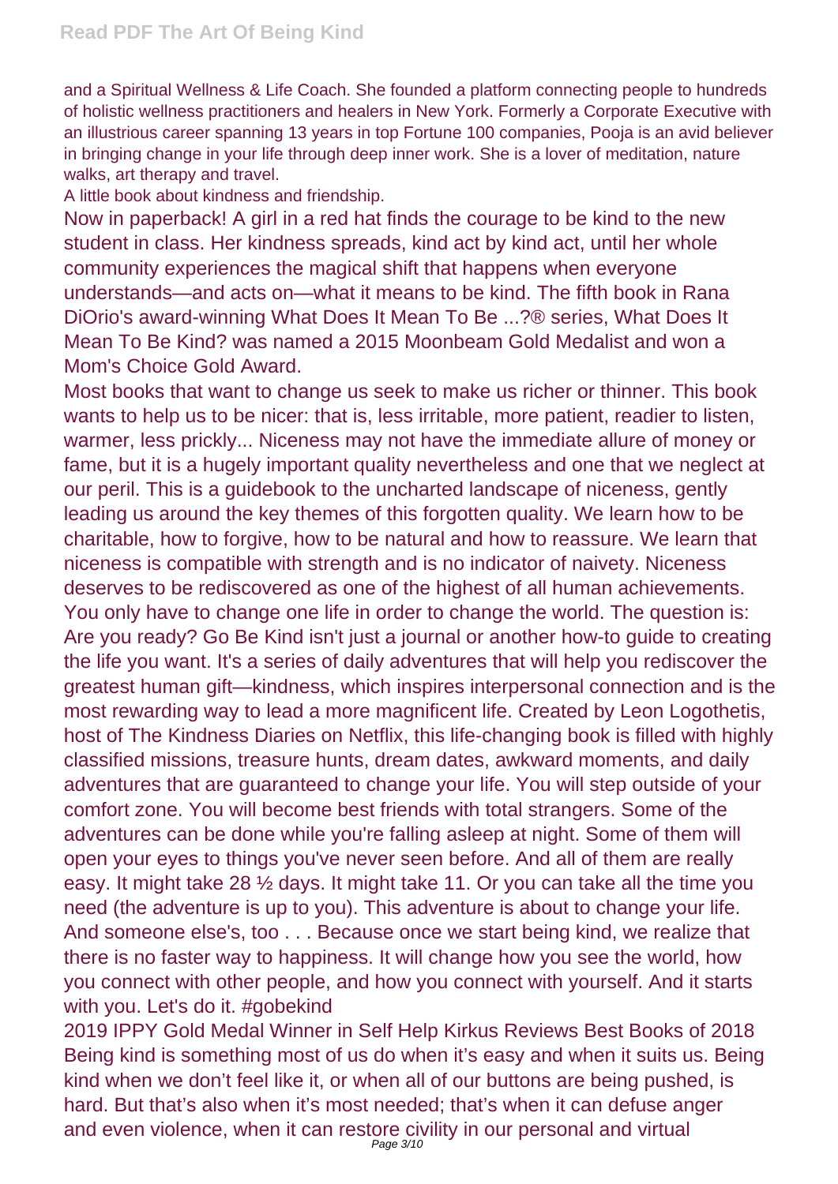and a Spiritual Wellness & Life Coach. She founded a platform connecting people to hundreds of holistic wellness practitioners and healers in New York. Formerly a Corporate Executive with an illustrious career spanning 13 years in top Fortune 100 companies, Pooja is an avid believer in bringing change in your life through deep inner work. She is a lover of meditation, nature walks, art therapy and travel.

A little book about kindness and friendship.

Now in paperback! A girl in a red hat finds the courage to be kind to the new student in class. Her kindness spreads, kind act by kind act, until her whole community experiences the magical shift that happens when everyone understands—and acts on—what it means to be kind. The fifth book in Rana DiOrio's award-winning What Does It Mean To Be ...?® series, What Does It Mean To Be Kind? was named a 2015 Moonbeam Gold Medalist and won a Mom's Choice Gold Award.

Most books that want to change us seek to make us richer or thinner. This book wants to help us to be nicer: that is, less irritable, more patient, readier to listen, warmer, less prickly... Niceness may not have the immediate allure of money or fame, but it is a hugely important quality nevertheless and one that we neglect at our peril. This is a guidebook to the uncharted landscape of niceness, gently leading us around the key themes of this forgotten quality. We learn how to be charitable, how to forgive, how to be natural and how to reassure. We learn that niceness is compatible with strength and is no indicator of naivety. Niceness deserves to be rediscovered as one of the highest of all human achievements.

You only have to change one life in order to change the world. The question is: Are you ready? Go Be Kind isn't just a journal or another how-to guide to creating the life you want. It's a series of daily adventures that will help you rediscover the greatest human gift—kindness, which inspires interpersonal connection and is the most rewarding way to lead a more magnificent life. Created by Leon Logothetis, host of The Kindness Diaries on Netflix, this life-changing book is filled with highly classified missions, treasure hunts, dream dates, awkward moments, and daily adventures that are guaranteed to change your life. You will step outside of your comfort zone. You will become best friends with total strangers. Some of the adventures can be done while you're falling asleep at night. Some of them will open your eyes to things you've never seen before. And all of them are really easy. It might take 28 ½ days. It might take 11. Or you can take all the time you need (the adventure is up to you). This adventure is about to change your life. And someone else's, too . . . Because once we start being kind, we realize that there is no faster way to happiness. It will change how you see the world, how you connect with other people, and how you connect with yourself. And it starts with you. Let's do it. #gobekind

2019 IPPY Gold Medal Winner in Self Help Kirkus Reviews Best Books of 2018 Being kind is something most of us do when it's easy and when it suits us. Being kind when we don't feel like it, or when all of our buttons are being pushed, is hard. But that's also when it's most needed; that's when it can defuse anger and even violence, when it can restore civility in our personal and virtual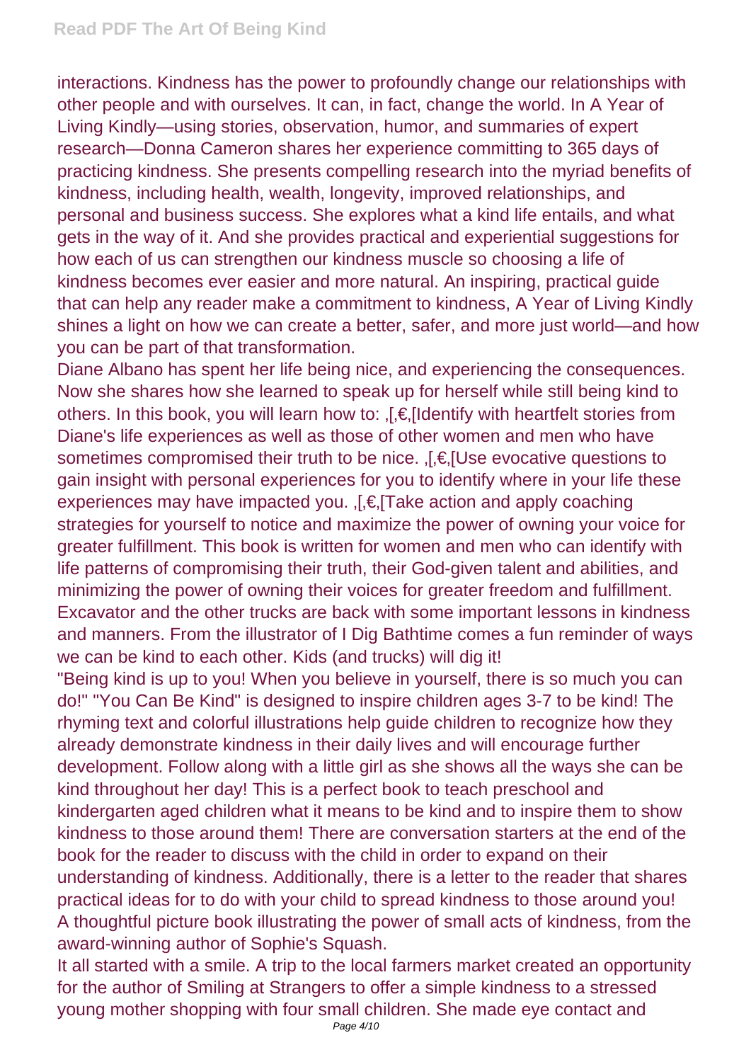interactions. Kindness has the power to profoundly change our relationships with other people and with ourselves. It can, in fact, change the world. In A Year of Living Kindly—using stories, observation, humor, and summaries of expert research—Donna Cameron shares her experience committing to 365 days of practicing kindness. She presents compelling research into the myriad benefits of kindness, including health, wealth, longevity, improved relationships, and personal and business success. She explores what a kind life entails, and what gets in the way of it. And she provides practical and experiential suggestions for how each of us can strengthen our kindness muscle so choosing a life of kindness becomes ever easier and more natural. An inspiring, practical guide that can help any reader make a commitment to kindness, A Year of Living Kindly shines a light on how we can create a better, safer, and more just world—and how you can be part of that transformation.

Diane Albano has spent her life being nice, and experiencing the consequences. Now she shares how she learned to speak up for herself while still being kind to others. In this book, you will learn how to: ,[,€,[Identify with heartfelt stories from Diane's life experiences as well as those of other women and men who have sometimes compromised their truth to be nice. ,[,€,[Use evocative questions to gain insight with personal experiences for you to identify where in your life these experiences may have impacted you. ,[,€,[Take action and apply coaching strategies for yourself to notice and maximize the power of owning your voice for greater fulfillment. This book is written for women and men who can identify with life patterns of compromising their truth, their God-given talent and abilities, and minimizing the power of owning their voices for greater freedom and fulfillment.

Excavator and the other trucks are back with some important lessons in kindness and manners. From the illustrator of I Dig Bathtime comes a fun reminder of ways we can be kind to each other. Kids (and trucks) will dig it!

"Being kind is up to you! When you believe in yourself, there is so much you can do!" "You Can Be Kind" is designed to inspire children ages 3-7 to be kind! The rhyming text and colorful illustrations help guide children to recognize how they already demonstrate kindness in their daily lives and will encourage further development. Follow along with a little girl as she shows all the ways she can be kind throughout her day! This is a perfect book to teach preschool and kindergarten aged children what it means to be kind and to inspire them to show kindness to those around them! There are conversation starters at the end of the book for the reader to discuss with the child in order to expand on their understanding of kindness. Additionally, there is a letter to the reader that shares practical ideas for to do with your child to spread kindness to those around you!

A thoughtful picture book illustrating the power of small acts of kindness, from the award-winning author of Sophie's Squash.

It all started with a smile. A trip to the local farmers market created an opportunity for the author of Smiling at Strangers to offer a simple kindness to a stressed young mother shopping with four small children. She made eye contact and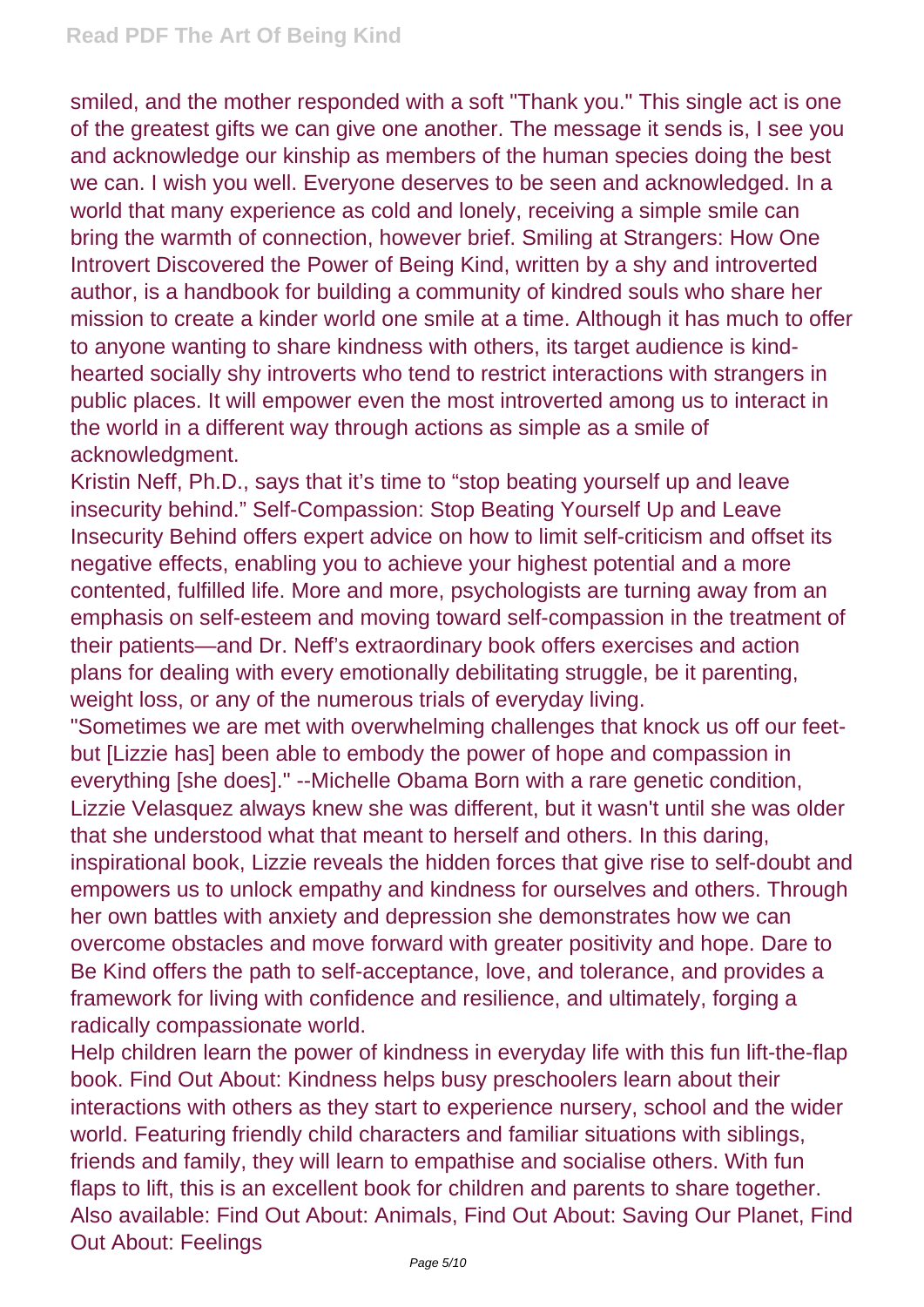smiled, and the mother responded with a soft "Thank you." This single act is one of the greatest gifts we can give one another. The message it sends is, I see you and acknowledge our kinship as members of the human species doing the best we can. I wish you well. Everyone deserves to be seen and acknowledged. In a world that many experience as cold and lonely, receiving a simple smile can bring the warmth of connection, however brief. Smiling at Strangers: How One Introvert Discovered the Power of Being Kind, written by a shy and introverted author, is a handbook for building a community of kindred souls who share her mission to create a kinder world one smile at a time. Although it has much to offer to anyone wanting to share kindness with others, its target audience is kind-hearted socially shy introverts who tend to restrict interactions with strangers in public places. It will empower even the most introverted among us to interact in the world in a different way through actions as simple as a smile of acknowledgment.

Kristin Neff, Ph.D., says that it's time to "stop beating yourself up and leave insecurity behind." Self-Compassion: Stop Beating Yourself Up and Leave Insecurity Behind offers expert advice on how to limit self-criticism and offset its negative effects, enabling you to achieve your highest potential and a more contented, fulfilled life. More and more, psychologists are turning away from an emphasis on self-esteem and moving toward self-compassion in the treatment of their patients—and Dr. Neff's extraordinary book offers exercises and action plans for dealing with every emotionally debilitating struggle, be it parenting, weight loss, or any of the numerous trials of everyday living.

"Sometimes we are met with overwhelming challenges that knock us off our feet-but [Lizzie has] been able to embody the power of hope and compassion in everything [she does]." --Michelle Obama Born with a rare genetic condition, Lizzie Velasquez always knew she was different, but it wasn't until she was older that she understood what that meant to herself and others. In this daring, inspirational book, Lizzie reveals the hidden forces that give rise to self-doubt and empowers us to unlock empathy and kindness for ourselves and others. Through her own battles with anxiety and depression she demonstrates how we can overcome obstacles and move forward with greater positivity and hope. Dare to Be Kind offers the path to self-acceptance, love, and tolerance, and provides a framework for living with confidence and resilience, and ultimately, forging a radically compassionate world.

Help children learn the power of kindness in everyday life with this fun lift-the-flap book. Find Out About: Kindness helps busy preschoolers learn about their interactions with others as they start to experience nursery, school and the wider world. Featuring friendly child characters and familiar situations with siblings, friends and family, they will learn to empathise and socialise others. With fun flaps to lift, this is an excellent book for children and parents to share together. Also available: Find Out About: Animals, Find Out About: Saving Our Planet, Find Out About: Feelings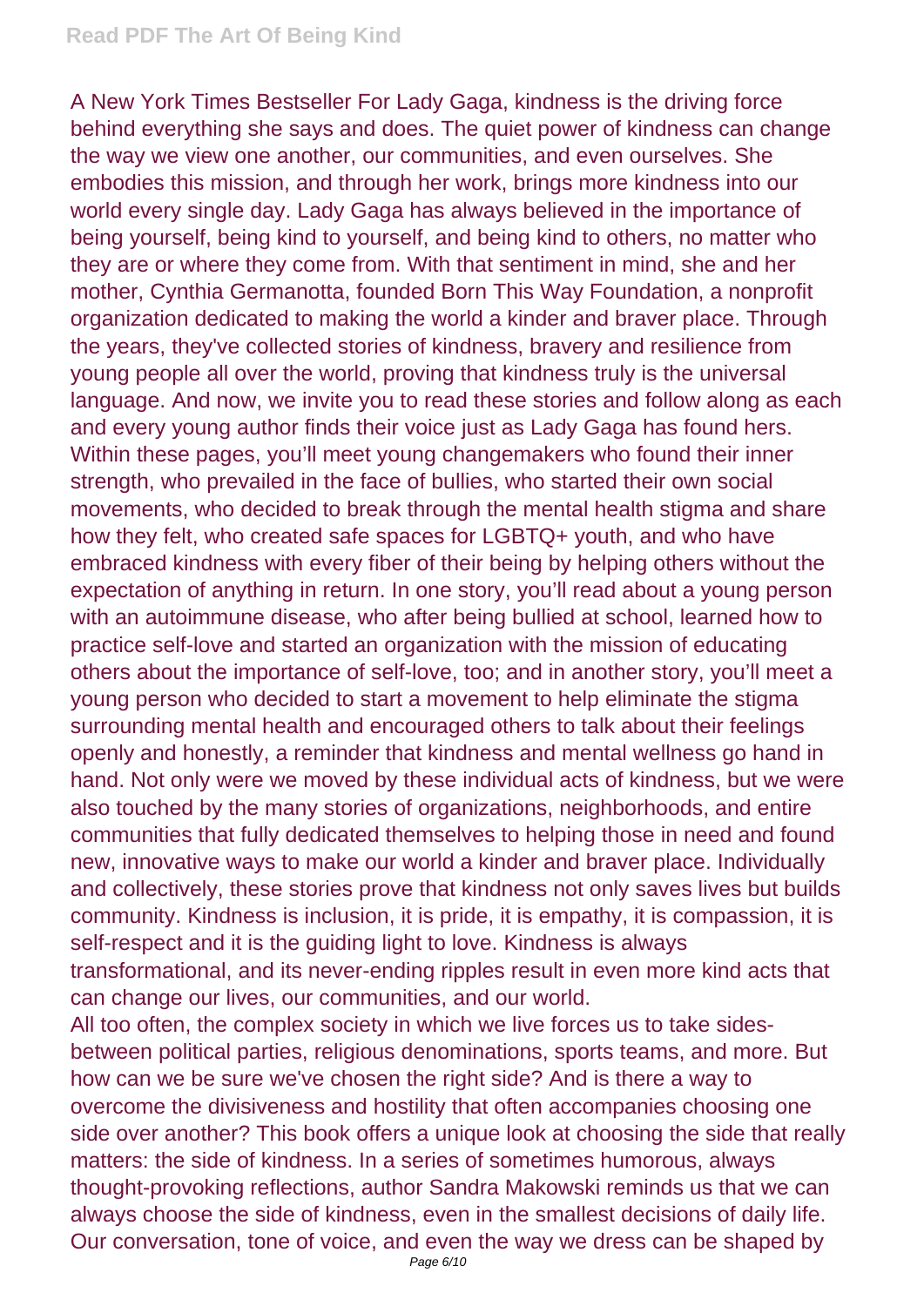A New York Times Bestseller For Lady Gaga, kindness is the driving force behind everything she says and does. The quiet power of kindness can change the way we view one another, our communities, and even ourselves. She embodies this mission, and through her work, brings more kindness into our world every single day. Lady Gaga has always believed in the importance of being yourself, being kind to yourself, and being kind to others, no matter who they are or where they come from. With that sentiment in mind, she and her mother, Cynthia Germanotta, founded Born This Way Foundation, a nonprofit organization dedicated to making the world a kinder and braver place. Through the years, they've collected stories of kindness, bravery and resilience from young people all over the world, proving that kindness truly is the universal language. And now, we invite you to read these stories and follow along as each and every young author finds their voice just as Lady Gaga has found hers. Within these pages, you'll meet young changemakers who found their inner strength, who prevailed in the face of bullies, who started their own social movements, who decided to break through the mental health stigma and share how they felt, who created safe spaces for LGBTQ+ youth, and who have embraced kindness with every fiber of their being by helping others without the expectation of anything in return. In one story, you'll read about a young person with an autoimmune disease, who after being bullied at school, learned how to practice self-love and started an organization with the mission of educating others about the importance of self-love, too; and in another story, you'll meet a young person who decided to start a movement to help eliminate the stigma surrounding mental health and encouraged others to talk about their feelings openly and honestly, a reminder that kindness and mental wellness go hand in hand. Not only were we moved by these individual acts of kindness, but we were also touched by the many stories of organizations, neighborhoods, and entire communities that fully dedicated themselves to helping those in need and found new, innovative ways to make our world a kinder and braver place. Individually and collectively, these stories prove that kindness not only saves lives but builds community. Kindness is inclusion, it is pride, it is empathy, it is compassion, it is self-respect and it is the guiding light to love. Kindness is always transformational, and its never-ending ripples result in even more kind acts that can change our lives, our communities, and our world.

All too often, the complex society in which we live forces us to take sides-between political parties, religious denominations, sports teams, and more. But how can we be sure we've chosen the right side? And is there a way to overcome the divisiveness and hostility that often accompanies choosing one side over another? This book offers a unique look at choosing the side that really matters: the side of kindness. In a series of sometimes humorous, always thought-provoking reflections, author Sandra Makowski reminds us that we can always choose the side of kindness, even in the smallest decisions of daily life. Our conversation, tone of voice, and even the way we dress can be shaped by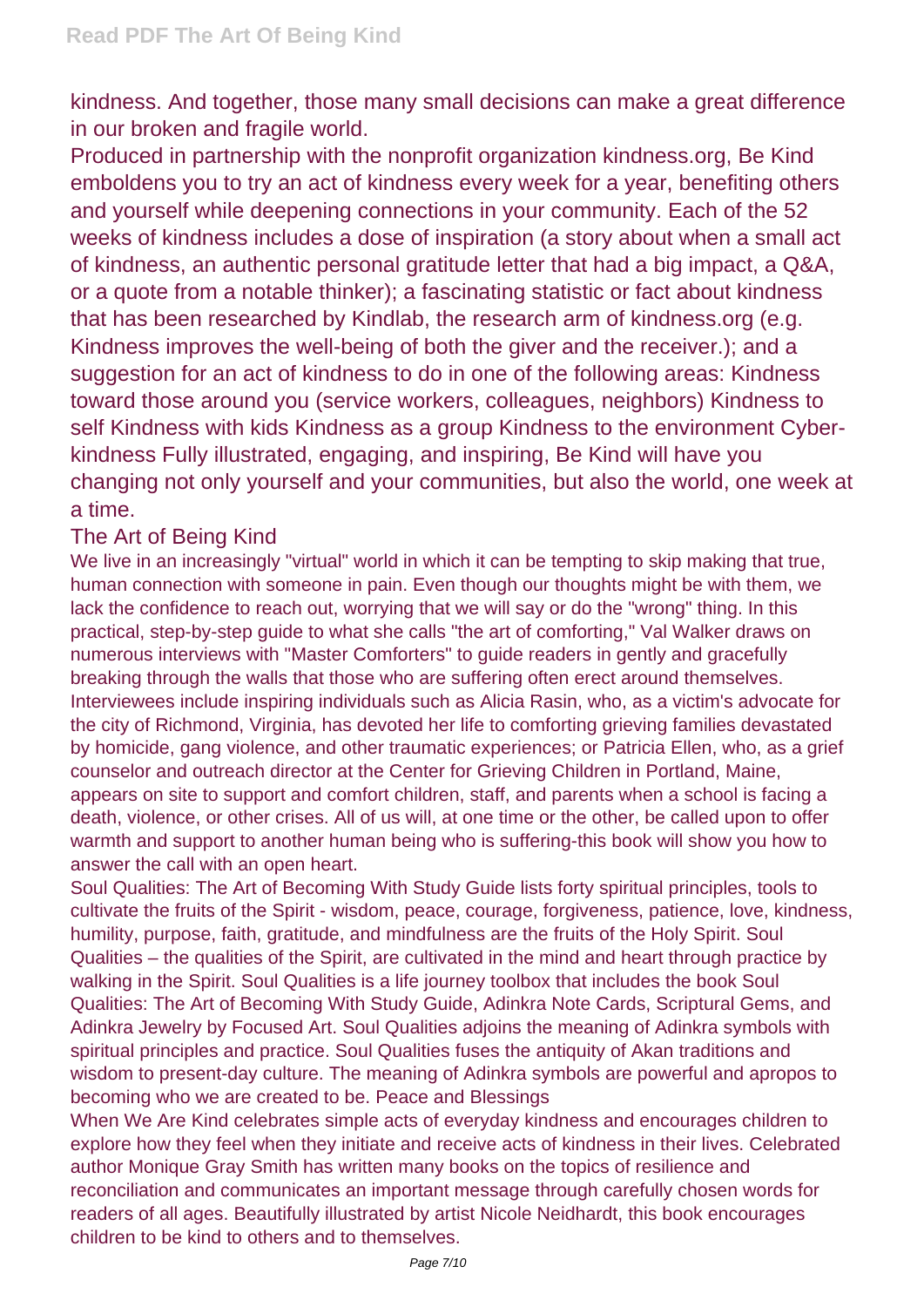kindness. And together, those many small decisions can make a great difference in our broken and fragile world.

Produced in partnership with the nonprofit organization kindness.org, Be Kind emboldens you to try an act of kindness every week for a year, benefiting others and yourself while deepening connections in your community. Each of the 52 weeks of kindness includes a dose of inspiration (a story about when a small act of kindness, an authentic personal gratitude letter that had a big impact, a Q&A, or a quote from a notable thinker); a fascinating statistic or fact about kindness that has been researched by Kindlab, the research arm of kindness.org (e.g. Kindness improves the well-being of both the giver and the receiver.); and a suggestion for an act of kindness to do in one of the following areas: Kindness toward those around you (service workers, colleagues, neighbors) Kindness to self Kindness with kids Kindness as a group Kindness to the environment Cyber-kindness Fully illustrated, engaging, and inspiring, Be Kind will have you changing not only yourself and your communities, but also the world, one week at a time.

## The Art of Being Kind

We live in an increasingly "virtual" world in which it can be tempting to skip making that true, human connection with someone in pain. Even though our thoughts might be with them, we lack the confidence to reach out, worrying that we will say or do the "wrong" thing. In this practical, step-by-step guide to what she calls "the art of comforting," Val Walker draws on numerous interviews with "Master Comforters" to guide readers in gently and gracefully breaking through the walls that those who are suffering often erect around themselves. Interviewees include inspiring individuals such as Alicia Rasin, who, as a victim's advocate for the city of Richmond, Virginia, has devoted her life to comforting grieving families devastated by homicide, gang violence, and other traumatic experiences; or Patricia Ellen, who, as a grief counselor and outreach director at the Center for Grieving Children in Portland, Maine, appears on site to support and comfort children, staff, and parents when a school is facing a death, violence, or other crises. All of us will, at one time or the other, be called upon to offer warmth and support to another human being who is suffering-this book will show you how to answer the call with an open heart.

Soul Qualities: The Art of Becoming With Study Guide lists forty spiritual principles, tools to cultivate the fruits of the Spirit - wisdom, peace, courage, forgiveness, patience, love, kindness, humility, purpose, faith, gratitude, and mindfulness are the fruits of the Holy Spirit. Soul Qualities – the qualities of the Spirit, are cultivated in the mind and heart through practice by walking in the Spirit. Soul Qualities is a life journey toolbox that includes the book Soul Qualities: The Art of Becoming With Study Guide, Adinkra Note Cards, Scriptural Gems, and Adinkra Jewelry by Focused Art. Soul Qualities adjoins the meaning of Adinkra symbols with spiritual principles and practice. Soul Qualities fuses the antiquity of Akan traditions and wisdom to present-day culture. The meaning of Adinkra symbols are powerful and apropos to becoming who we are created to be. Peace and Blessings

When We Are Kind celebrates simple acts of everyday kindness and encourages children to explore how they feel when they initiate and receive acts of kindness in their lives. Celebrated author Monique Gray Smith has written many books on the topics of resilience and reconciliation and communicates an important message through carefully chosen words for readers of all ages. Beautifully illustrated by artist Nicole Neidhardt, this book encourages children to be kind to others and to themselves.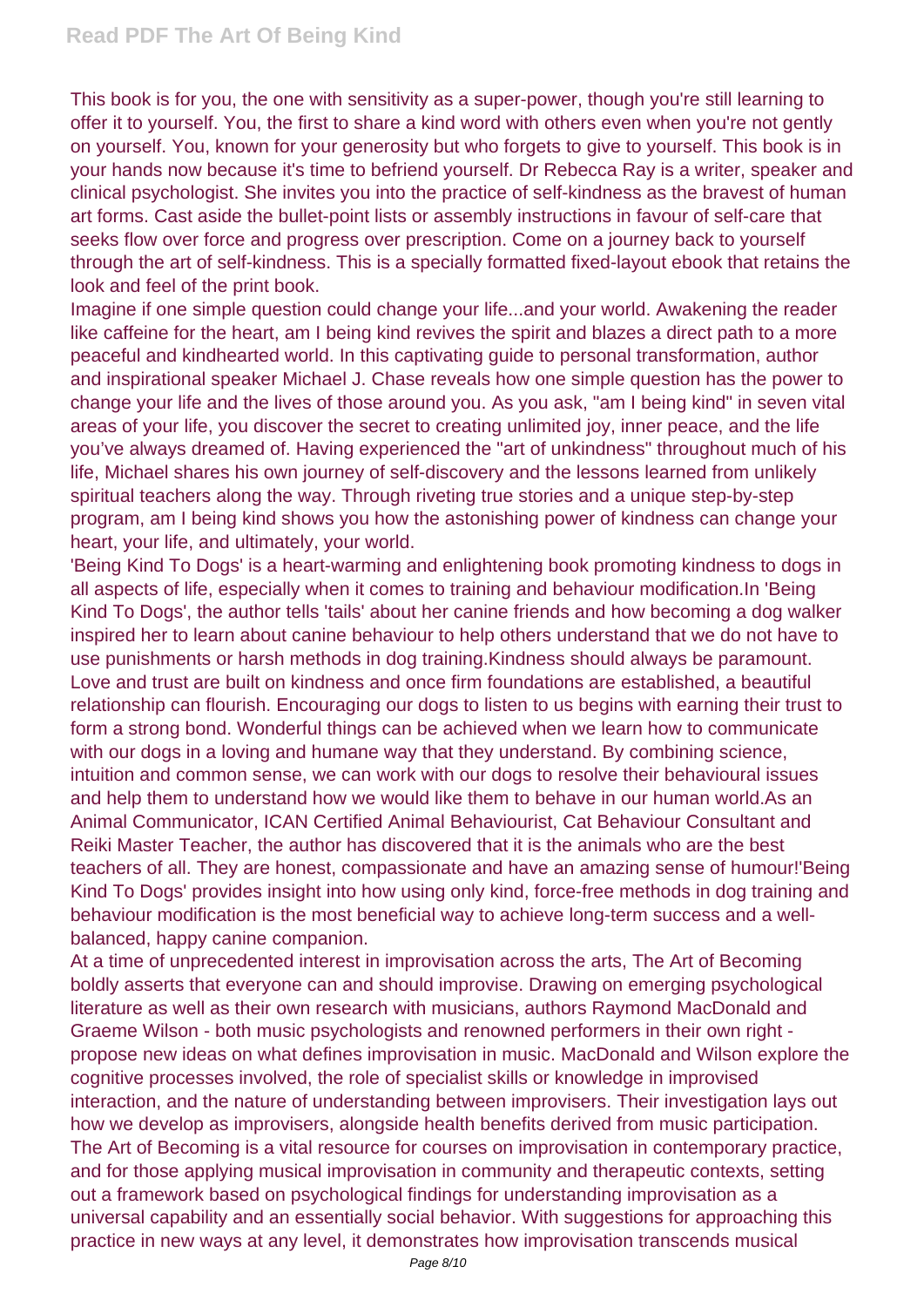This book is for you, the one with sensitivity as a super-power, though you're still learning to offer it to yourself. You, the first to share a kind word with others even when you're not gently on yourself. You, known for your generosity but who forgets to give to yourself. This book is in your hands now because it's time to befriend yourself. Dr Rebecca Ray is a writer, speaker and clinical psychologist. She invites you into the practice of self-kindness as the bravest of human art forms. Cast aside the bullet-point lists or assembly instructions in favour of self-care that seeks flow over force and progress over prescription. Come on a journey back to yourself through the art of self-kindness. This is a specially formatted fixed-layout ebook that retains the look and feel of the print book.

Imagine if one simple question could change your life...and your world. Awakening the reader like caffeine for the heart, am I being kind revives the spirit and blazes a direct path to a more peaceful and kindhearted world. In this captivating guide to personal transformation, author and inspirational speaker Michael J. Chase reveals how one simple question has the power to change your life and the lives of those around you. As you ask, "am I being kind" in seven vital areas of your life, you discover the secret to creating unlimited joy, inner peace, and the life you've always dreamed of. Having experienced the "art of unkindness" throughout much of his life, Michael shares his own journey of self-discovery and the lessons learned from unlikely spiritual teachers along the way. Through riveting true stories and a unique step-by-step program, am I being kind shows you how the astonishing power of kindness can change your heart, your life, and ultimately, your world.

'Being Kind To Dogs' is a heart-warming and enlightening book promoting kindness to dogs in all aspects of life, especially when it comes to training and behaviour modification.In 'Being Kind To Dogs', the author tells 'tails' about her canine friends and how becoming a dog walker inspired her to learn about canine behaviour to help others understand that we do not have to use punishments or harsh methods in dog training.Kindness should always be paramount. Love and trust are built on kindness and once firm foundations are established, a beautiful relationship can flourish. Encouraging our dogs to listen to us begins with earning their trust to form a strong bond. Wonderful things can be achieved when we learn how to communicate with our dogs in a loving and humane way that they understand. By combining science, intuition and common sense, we can work with our dogs to resolve their behavioural issues and help them to understand how we would like them to behave in our human world.As an Animal Communicator, ICAN Certified Animal Behaviourist, Cat Behaviour Consultant and Reiki Master Teacher, the author has discovered that it is the animals who are the best teachers of all. They are honest, compassionate and have an amazing sense of humour!'Being Kind To Dogs' provides insight into how using only kind, force-free methods in dog training and behaviour modification is the most beneficial way to achieve long-term success and a well-balanced, happy canine companion.

At a time of unprecedented interest in improvisation across the arts, The Art of Becoming boldly asserts that everyone can and should improvise. Drawing on emerging psychological literature as well as their own research with musicians, authors Raymond MacDonald and Graeme Wilson - both music psychologists and renowned performers in their own right - propose new ideas on what defines improvisation in music. MacDonald and Wilson explore the cognitive processes involved, the role of specialist skills or knowledge in improvised interaction, and the nature of understanding between improvisers. Their investigation lays out how we develop as improvisers, alongside health benefits derived from music participation. The Art of Becoming is a vital resource for courses on improvisation in contemporary practice, and for those applying musical improvisation in community and therapeutic contexts, setting out a framework based on psychological findings for understanding improvisation as a universal capability and an essentially social behavior. With suggestions for approaching this practice in new ways at any level, it demonstrates how improvisation transcends musical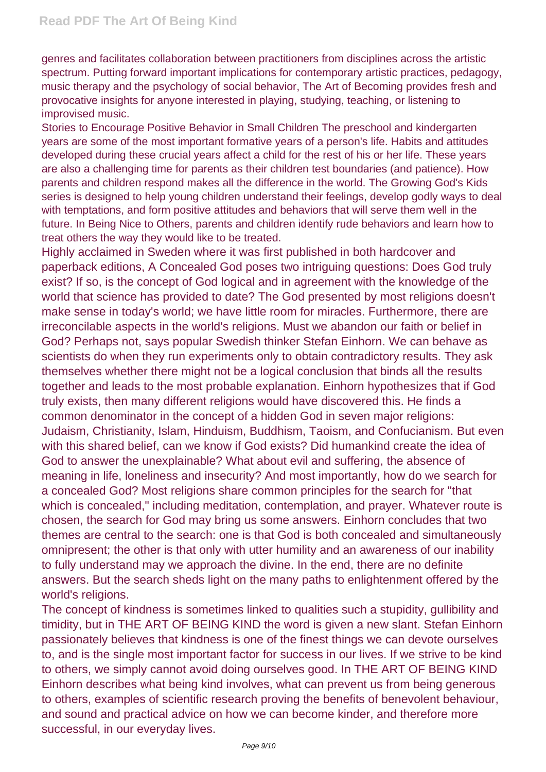genres and facilitates collaboration between practitioners from disciplines across the artistic spectrum. Putting forward important implications for contemporary artistic practices, pedagogy, music therapy and the psychology of social behavior, The Art of Becoming provides fresh and provocative insights for anyone interested in playing, studying, teaching, or listening to improvised music.

Stories to Encourage Positive Behavior in Small Children The preschool and kindergarten years are some of the most important formative years of a person's life. Habits and attitudes developed during these crucial years affect a child for the rest of his or her life. These years are also a challenging time for parents as their children test boundaries (and patience). How parents and children respond makes all the difference in the world. The Growing God's Kids series is designed to help young children understand their feelings, develop godly ways to deal with temptations, and form positive attitudes and behaviors that will serve them well in the future. In Being Nice to Others, parents and children identify rude behaviors and learn how to treat others the way they would like to be treated.

Highly acclaimed in Sweden where it was first published in both hardcover and paperback editions, A Concealed God poses two intriguing questions: Does God truly exist? If so, is the concept of God logical and in agreement with the knowledge of the world that science has provided to date? The God presented by most religions doesn't make sense in today's world; we have little room for miracles. Furthermore, there are irreconcilable aspects in the world's religions. Must we abandon our faith or belief in God? Perhaps not, says popular Swedish thinker Stefan Einhorn. We can behave as scientists do when they run experiments only to obtain contradictory results. They ask themselves whether there might not be a logical conclusion that binds all the results together and leads to the most probable explanation. Einhorn hypothesizes that if God truly exists, then many different religions would have discovered this. He finds a common denominator in the concept of a hidden God in seven major religions: Judaism, Christianity, Islam, Hinduism, Buddhism, Taoism, and Confucianism. But even with this shared belief, can we know if God exists? Did humankind create the idea of God to answer the unexplainable? What about evil and suffering, the absence of meaning in life, loneliness and insecurity? And most importantly, how do we search for a concealed God? Most religions share common principles for the search for "that which is concealed," including meditation, contemplation, and prayer. Whatever route is chosen, the search for God may bring us some answers. Einhorn concludes that two themes are central to the search: one is that God is both concealed and simultaneously omnipresent; the other is that only with utter humility and an awareness of our inability to fully understand may we approach the divine. In the end, there are no definite answers. But the search sheds light on the many paths to enlightenment offered by the world's religions.

The concept of kindness is sometimes linked to qualities such a stupidity, gullibility and timidity, but in THE ART OF BEING KIND the word is given a new slant. Stefan Einhorn passionately believes that kindness is one of the finest things we can devote ourselves to, and is the single most important factor for success in our lives. If we strive to be kind to others, we simply cannot avoid doing ourselves good. In THE ART OF BEING KIND Einhorn describes what being kind involves, what can prevent us from being generous to others, examples of scientific research proving the benefits of benevolent behaviour, and sound and practical advice on how we can become kinder, and therefore more successful, in our everyday lives.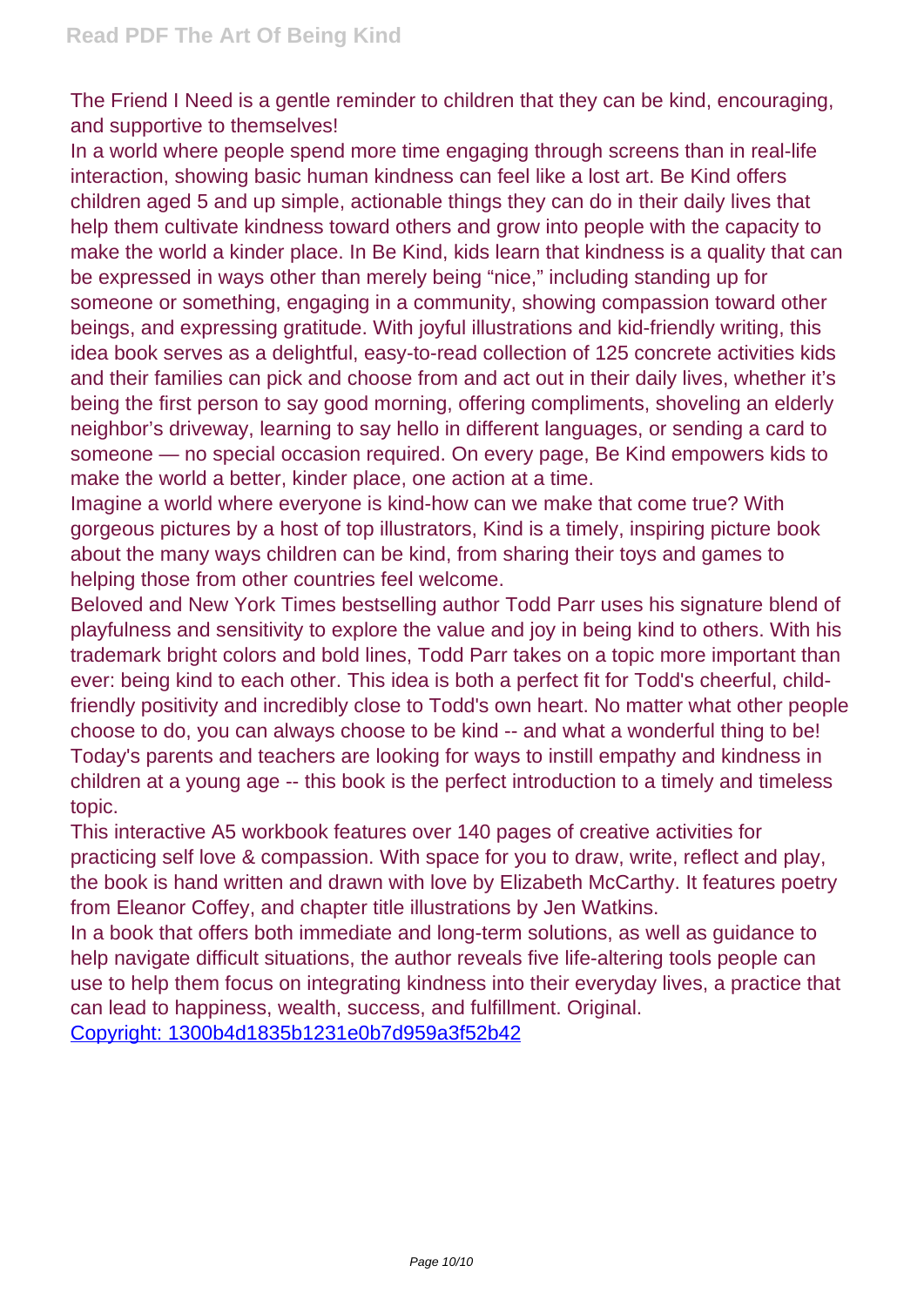The Friend I Need is a gentle reminder to children that they can be kind, encouraging, and supportive to themselves!

In a world where people spend more time engaging through screens than in real-life interaction, showing basic human kindness can feel like a lost art. Be Kind offers children aged 5 and up simple, actionable things they can do in their daily lives that help them cultivate kindness toward others and grow into people with the capacity to make the world a kinder place. In Be Kind, kids learn that kindness is a quality that can be expressed in ways other than merely being "nice," including standing up for someone or something, engaging in a community, showing compassion toward other beings, and expressing gratitude. With joyful illustrations and kid-friendly writing, this idea book serves as a delightful, easy-to-read collection of 125 concrete activities kids and their families can pick and choose from and act out in their daily lives, whether it's being the first person to say good morning, offering compliments, shoveling an elderly neighbor's driveway, learning to say hello in different languages, or sending a card to someone — no special occasion required. On every page, Be Kind empowers kids to make the world a better, kinder place, one action at a time.

Imagine a world where everyone is kind-how can we make that come true? With gorgeous pictures by a host of top illustrators, Kind is a timely, inspiring picture book about the many ways children can be kind, from sharing their toys and games to helping those from other countries feel welcome.

Beloved and New York Times bestselling author Todd Parr uses his signature blend of playfulness and sensitivity to explore the value and joy in being kind to others. With his trademark bright colors and bold lines, Todd Parr takes on a topic more important than ever: being kind to each other. This idea is both a perfect fit for Todd's cheerful, child-friendly positivity and incredibly close to Todd's own heart. No matter what other people choose to do, you can always choose to be kind -- and what a wonderful thing to be! Today's parents and teachers are looking for ways to instill empathy and kindness in children at a young age -- this book is the perfect introduction to a timely and timeless topic.

This interactive A5 workbook features over 140 pages of creative activities for practicing self love & compassion. With space for you to draw, write, reflect and play, the book is hand written and drawn with love by Elizabeth McCarthy. It features poetry from Eleanor Coffey, and chapter title illustrations by Jen Watkins.

In a book that offers both immediate and long-term solutions, as well as guidance to help navigate difficult situations, the author reveals five life-altering tools people can use to help them focus on integrating kindness into their everyday lives, a practice that can lead to happiness, wealth, success, and fulfillment. Original.

Copyright: 1300b4d1835b1231e0b7d959a3f52b42